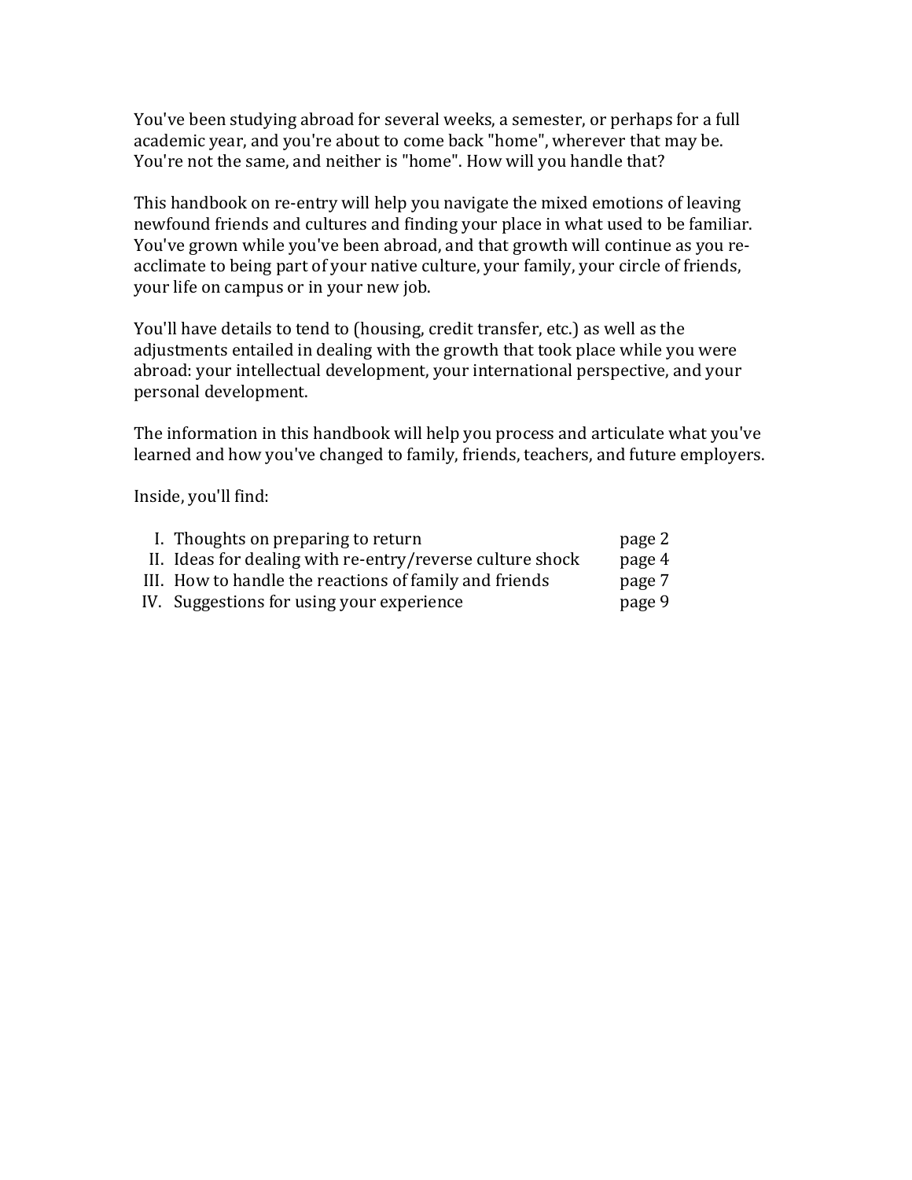You've been studying abroad for several weeks, a semester, or perhaps for a full academic year, and you're about to come back "home", wherever that may be. You're not the same, and neither is "home". How will you handle that?

This handbook on re-entry will help you navigate the mixed emotions of leaving newfound friends and cultures and finding your place in what used to be familiar. You've grown while you've been abroad, and that growth will continue as you re-acclimate to being part of your native culture, your family, your circle of friends, your life on campus or in your new job.

You'll have details to tend to (housing, credit transfer, etc.) as well as the adjustments entailed in dealing with the growth that took place while you were abroad: your intellectual development, your international perspective, and your personal development.

The information in this handbook will help you process and articulate what you've learned and how you've changed to family, friends, teachers, and future employers.

Inside, you'll find:

| | | |
|---|---|---|
| I. | Thoughts on preparing to return | page 2 |
| II. | Ideas for dealing with re-entry/reverse culture shock | page 4 |
| III. | How to handle the reactions of family and friends | page 7 |
| IV. | Suggestions for using your experience | page 9 |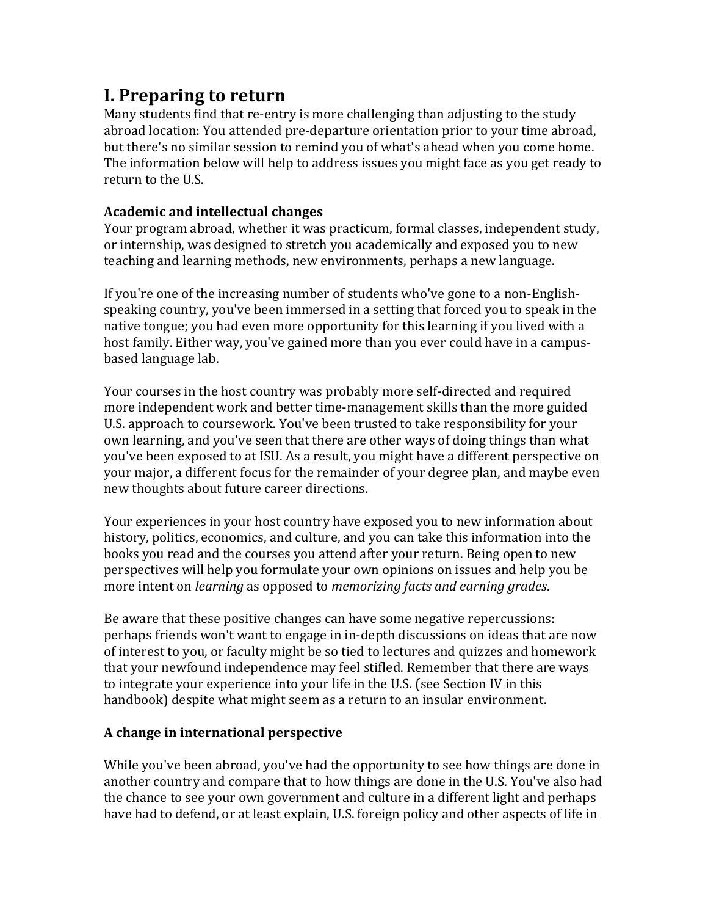# I. Preparing to return

Many students find that re-entry is more challenging than adjusting to the study abroad location: You attended pre-departure orientation prior to your time abroad, but there's no similar session to remind you of what's ahead when you come home. The information below will help to address issues you might face as you get ready to return to the U.S.

**Academic and intellectual changes**

Your program abroad, whether it was practicum, formal classes, independent study, or internship, was designed to stretch you academically and exposed you to new teaching and learning methods, new environments, perhaps a new language.

If you're one of the increasing number of students who've gone to a non-English-speaking country, you've been immersed in a setting that forced you to speak in the native tongue; you had even more opportunity for this learning if you lived with a host family. Either way, you've gained more than you ever could have in a campus-based language lab.

Your courses in the host country was probably more self-directed and required more independent work and better time-management skills than the more guided U.S. approach to coursework. You've been trusted to take responsibility for your own learning, and you've seen that there are other ways of doing things than what you've been exposed to at ISU. As a result, you might have a different perspective on your major, a different focus for the remainder of your degree plan, and maybe even new thoughts about future career directions.

Your experiences in your host country have exposed you to new information about history, politics, economics, and culture, and you can take this information into the books you read and the courses you attend after your return. Being open to new perspectives will help you formulate your own opinions on issues and help you be more intent on *learning* as opposed to *memorizing facts and earning grades*.

Be aware that these positive changes can have some negative repercussions: perhaps friends won't want to engage in in-depth discussions on ideas that are now of interest to you, or faculty might be so tied to lectures and quizzes and homework that your newfound independence may feel stifled. Remember that there are ways to integrate your experience into your life in the U.S. (see Section IV in this handbook) despite what might seem as a return to an insular environment.

**A change in international perspective**

While you've been abroad, you've had the opportunity to see how things are done in another country and compare that to how things are done in the U.S. You've also had the chance to see your own government and culture in a different light and perhaps have had to defend, or at least explain, U.S. foreign policy and other aspects of life in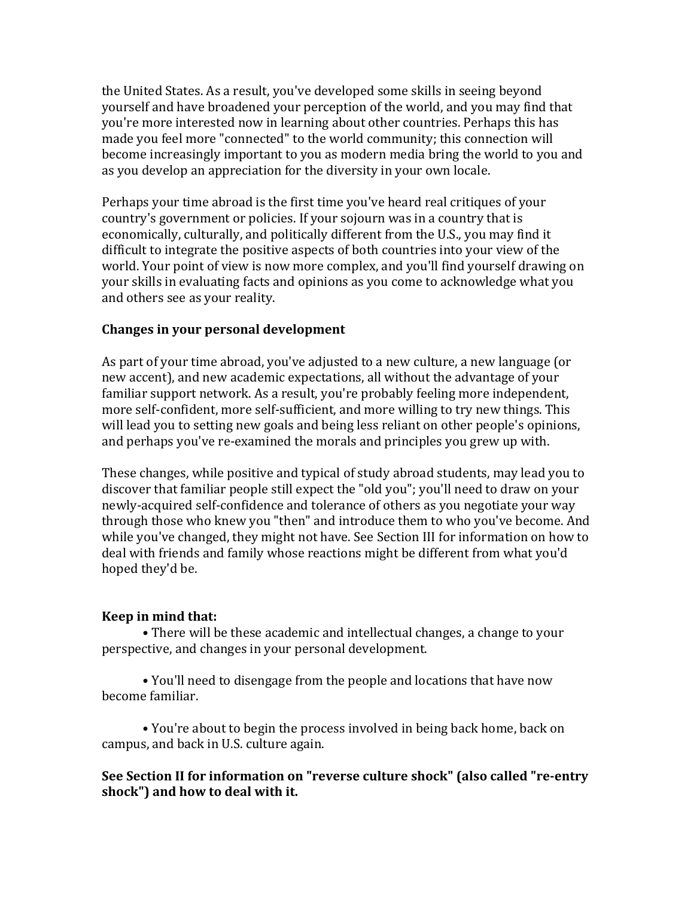the United States. As a result, you've developed some skills in seeing beyond yourself and have broadened your perception of the world, and you may find that you're more interested now in learning about other countries. Perhaps this has made you feel more "connected" to the world community; this connection will become increasingly important to you as modern media bring the world to you and as you develop an appreciation for the diversity in your own locale.

Perhaps your time abroad is the first time you've heard real critiques of your country's government or policies. If your sojourn was in a country that is economically, culturally, and politically different from the U.S., you may find it difficult to integrate the positive aspects of both countries into your view of the world. Your point of view is now more complex, and you'll find yourself drawing on your skills in evaluating facts and opinions as you come to acknowledge what you and others see as your reality.

**Changes in your personal development**

As part of your time abroad, you've adjusted to a new culture, a new language (or new accent), and new academic expectations, all without the advantage of your familiar support network. As a result, you're probably feeling more independent, more self-confident, more self-sufficient, and more willing to try new things. This will lead you to setting new goals and being less reliant on other people's opinions, and perhaps you've re-examined the morals and principles you grew up with.

These changes, while positive and typical of study abroad students, may lead you to discover that familiar people still expect the "old you"; you'll need to draw on your newly-acquired self-confidence and tolerance of others as you negotiate your way through those who knew you "then" and introduce them to who you've become. And while you've changed, they might not have. See Section III for information on how to deal with friends and family whose reactions might be different from what you'd hoped they'd be.

**Keep in mind that:**

- There will be these academic and intellectual changes, a change to your perspective, and changes in your personal development.

- You'll need to disengage from the people and locations that have now become familiar.

- You're about to begin the process involved in being back home, back on campus, and back in U.S. culture again.

**See Section II for information on "reverse culture shock" (also called "re-entry shock") and how to deal with it.**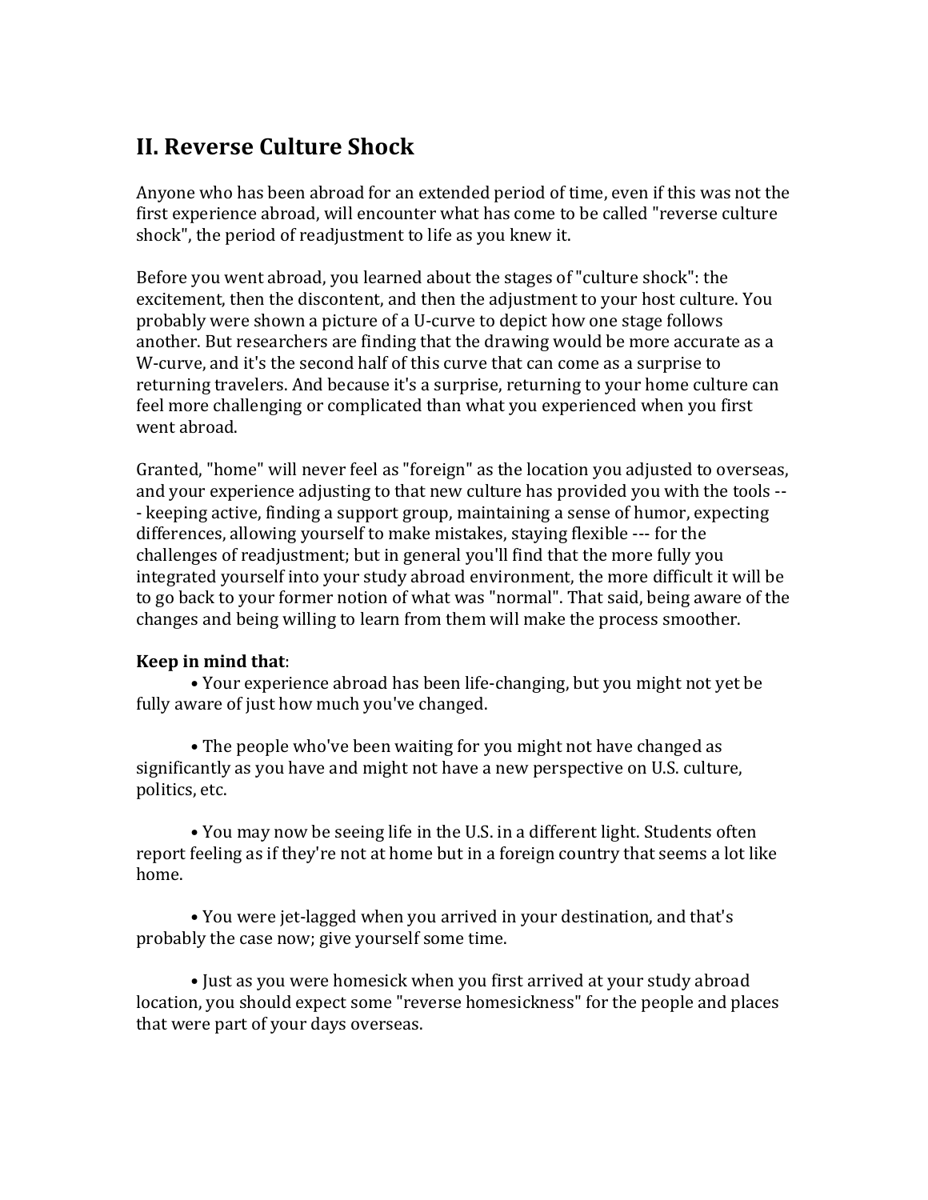## II. Reverse Culture Shock

Anyone who has been abroad for an extended period of time, even if this was not the first experience abroad, will encounter what has come to be called "reverse culture shock", the period of readjustment to life as you knew it.

Before you went abroad, you learned about the stages of "culture shock": the excitement, then the discontent, and then the adjustment to your host culture. You probably were shown a picture of a U-curve to depict how one stage follows another. But researchers are finding that the drawing would be more accurate as a W-curve, and it's the second half of this curve that can come as a surprise to returning travelers. And because it's a surprise, returning to your home culture can feel more challenging or complicated than what you experienced when you first went abroad.

Granted, "home" will never feel as "foreign" as the location you adjusted to overseas, and your experience adjusting to that new culture has provided you with the tools --- keeping active, finding a support group, maintaining a sense of humor, expecting differences, allowing yourself to make mistakes, staying flexible --- for the challenges of readjustment; but in general you'll find that the more fully you integrated yourself into your study abroad environment, the more difficult it will be to go back to your former notion of what was "normal". That said, being aware of the changes and being willing to learn from them will make the process smoother.

**Keep in mind that**:

- Your experience abroad has been life-changing, but you might not yet be fully aware of just how much you've changed.

- The people who've been waiting for you might not have changed as significantly as you have and might not have a new perspective on U.S. culture, politics, etc.

- You may now be seeing life in the U.S. in a different light. Students often report feeling as if they're not at home but in a foreign country that seems a lot like home.

- You were jet-lagged when you arrived in your destination, and that's probably the case now; give yourself some time.

- Just as you were homesick when you first arrived at your study abroad location, you should expect some "reverse homesickness" for the people and places that were part of your days overseas.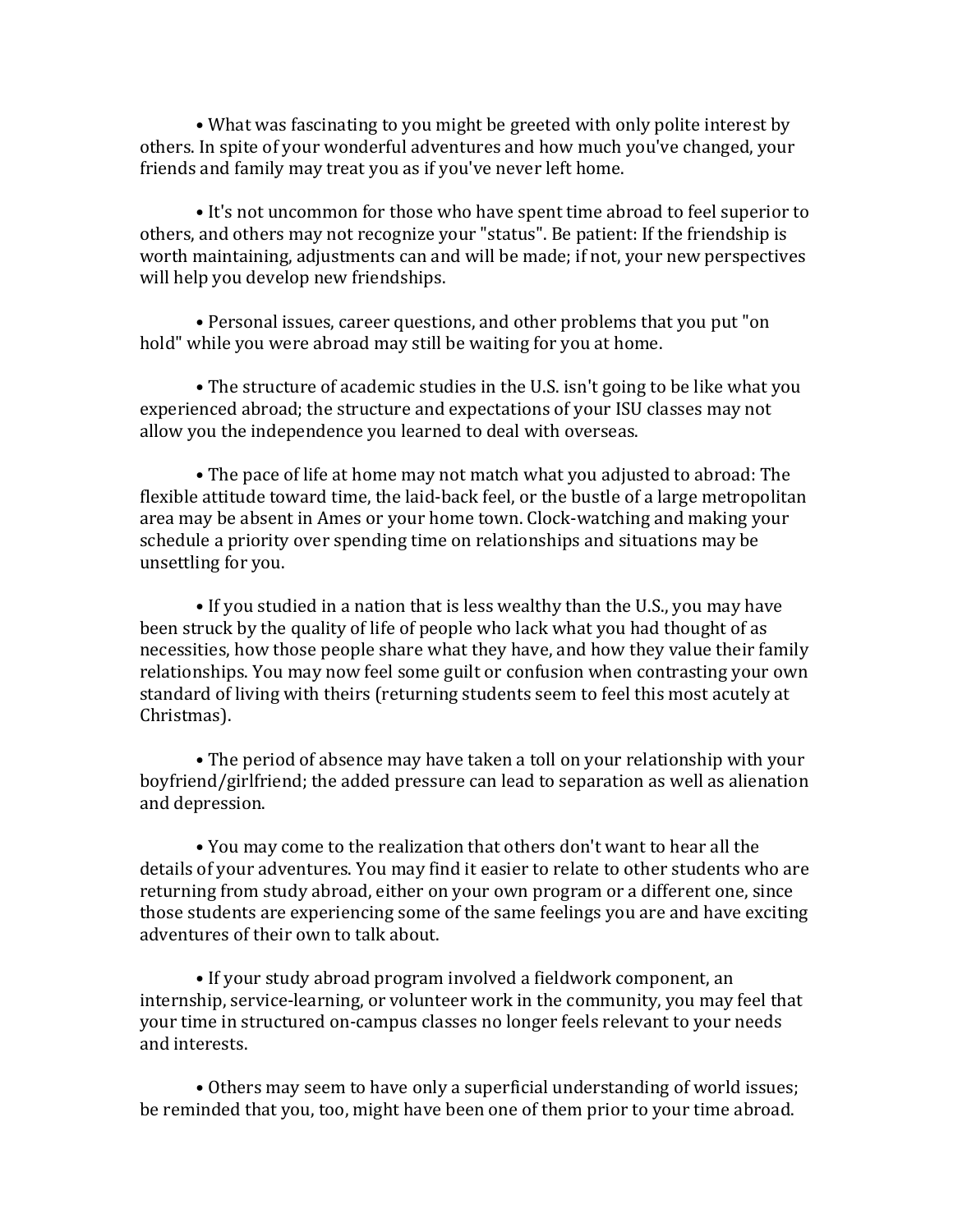- What was fascinating to you might be greeted with only polite interest by others. In spite of your wonderful adventures and how much you've changed, your friends and family may treat you as if you've never left home.

- It's not uncommon for those who have spent time abroad to feel superior to others, and others may not recognize your "status". Be patient: If the friendship is worth maintaining, adjustments can and will be made; if not, your new perspectives will help you develop new friendships.

- Personal issues, career questions, and other problems that you put "on hold" while you were abroad may still be waiting for you at home.

- The structure of academic studies in the U.S. isn't going to be like what you experienced abroad; the structure and expectations of your ISU classes may not allow you the independence you learned to deal with overseas.

- The pace of life at home may not match what you adjusted to abroad: The flexible attitude toward time, the laid-back feel, or the bustle of a large metropolitan area may be absent in Ames or your home town. Clock-watching and making your schedule a priority over spending time on relationships and situations may be unsettling for you.

- If you studied in a nation that is less wealthy than the U.S., you may have been struck by the quality of life of people who lack what you had thought of as necessities, how those people share what they have, and how they value their family relationships. You may now feel some guilt or confusion when contrasting your own standard of living with theirs (returning students seem to feel this most acutely at Christmas).

- The period of absence may have taken a toll on your relationship with your boyfriend/girlfriend; the added pressure can lead to separation as well as alienation and depression.

- You may come to the realization that others don't want to hear all the details of your adventures. You may find it easier to relate to other students who are returning from study abroad, either on your own program or a different one, since those students are experiencing some of the same feelings you are and have exciting adventures of their own to talk about.

- If your study abroad program involved a fieldwork component, an internship, service-learning, or volunteer work in the community, you may feel that your time in structured on-campus classes no longer feels relevant to your needs and interests.

- Others may seem to have only a superficial understanding of world issues; be reminded that you, too, might have been one of them prior to your time abroad.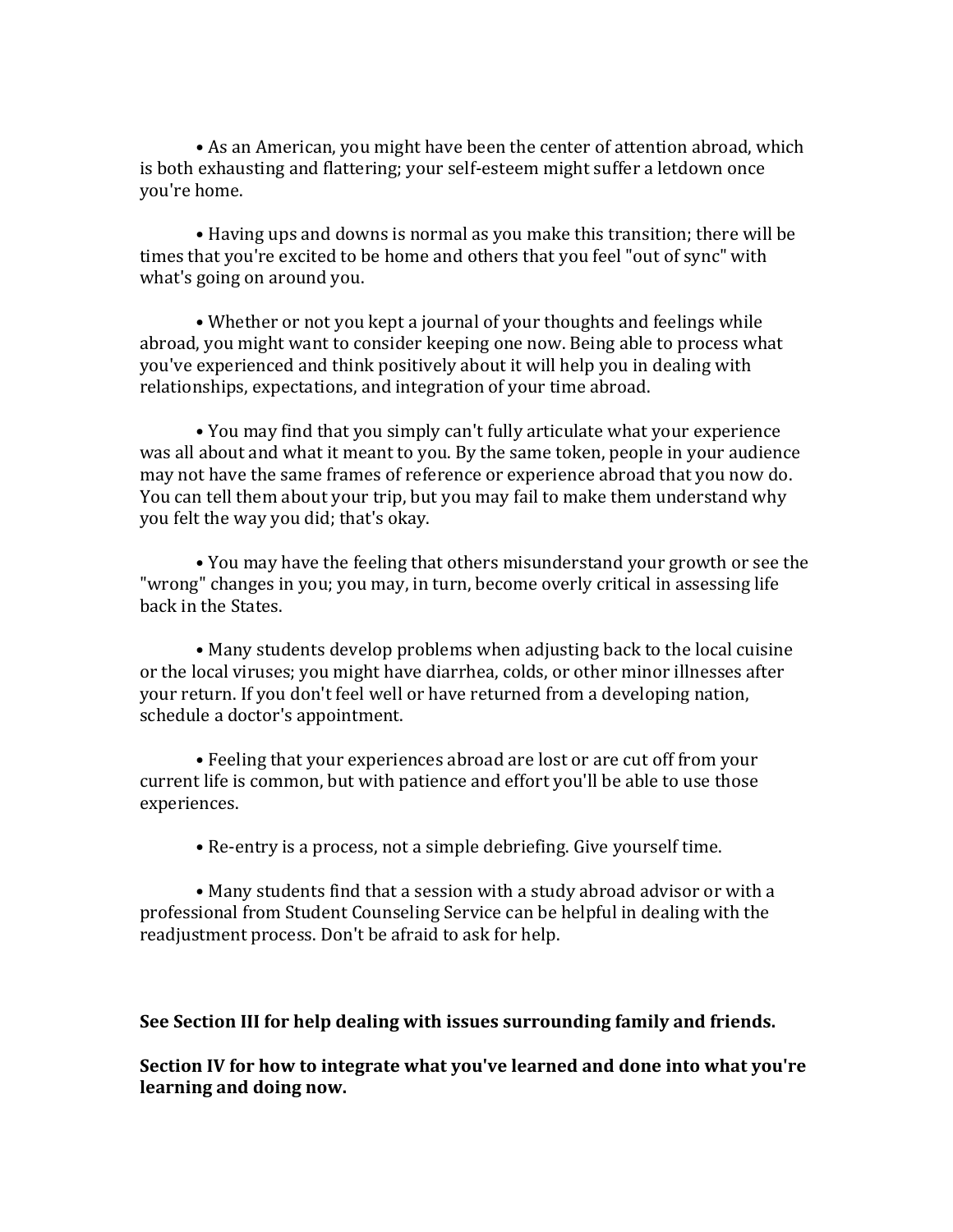- As an American, you might have been the center of attention abroad, which is both exhausting and flattering; your self-esteem might suffer a letdown once you're home.

- Having ups and downs is normal as you make this transition; there will be times that you're excited to be home and others that you feel "out of sync" with what's going on around you.

- Whether or not you kept a journal of your thoughts and feelings while abroad, you might want to consider keeping one now. Being able to process what you've experienced and think positively about it will help you in dealing with relationships, expectations, and integration of your time abroad.

- You may find that you simply can't fully articulate what your experience was all about and what it meant to you. By the same token, people in your audience may not have the same frames of reference or experience abroad that you now do. You can tell them about your trip, but you may fail to make them understand why you felt the way you did; that's okay.

- You may have the feeling that others misunderstand your growth or see the "wrong" changes in you; you may, in turn, become overly critical in assessing life back in the States.

- Many students develop problems when adjusting back to the local cuisine or the local viruses; you might have diarrhea, colds, or other minor illnesses after your return. If you don't feel well or have returned from a developing nation, schedule a doctor's appointment.

- Feeling that your experiences abroad are lost or are cut off from your current life is common, but with patience and effort you'll be able to use those experiences.

- Re-entry is a process, not a simple debriefing. Give yourself time.

- Many students find that a session with a study abroad advisor or with a professional from Student Counseling Service can be helpful in dealing with the readjustment process. Don't be afraid to ask for help.

**See Section III for help dealing with issues surrounding family and friends.**

**Section IV for how to integrate what you've learned and done into what you're learning and doing now.**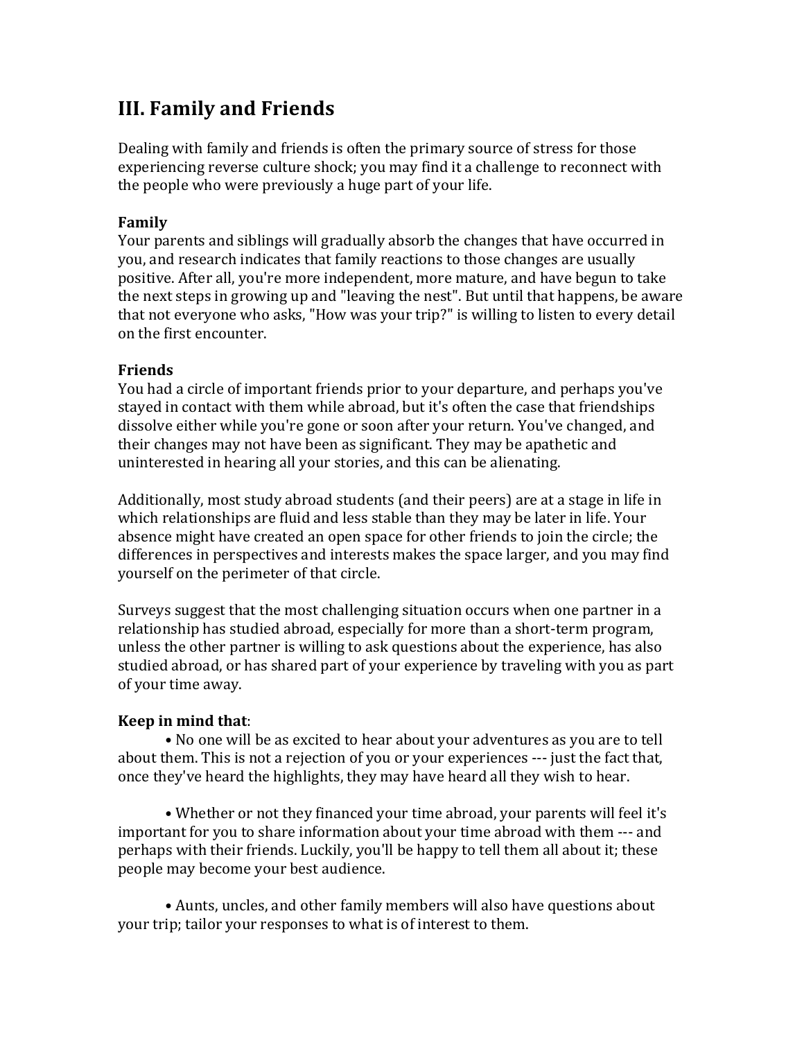## III. Family and Friends

Dealing with family and friends is often the primary source of stress for those experiencing reverse culture shock; you may find it a challenge to reconnect with the people who were previously a huge part of your life.

**Family**
Your parents and siblings will gradually absorb the changes that have occurred in you, and research indicates that family reactions to those changes are usually positive. After all, you're more independent, more mature, and have begun to take the next steps in growing up and "leaving the nest". But until that happens, be aware that not everyone who asks, "How was your trip?" is willing to listen to every detail on the first encounter.

**Friends**
You had a circle of important friends prior to your departure, and perhaps you've stayed in contact with them while abroad, but it's often the case that friendships dissolve either while you're gone or soon after your return. You've changed, and their changes may not have been as significant. They may be apathetic and uninterested in hearing all your stories, and this can be alienating.

Additionally, most study abroad students (and their peers) are at a stage in life in which relationships are fluid and less stable than they may be later in life. Your absence might have created an open space for other friends to join the circle; the differences in perspectives and interests makes the space larger, and you may find yourself on the perimeter of that circle.

Surveys suggest that the most challenging situation occurs when one partner in a relationship has studied abroad, especially for more than a short-term program, unless the other partner is willing to ask questions about the experience, has also studied abroad, or has shared part of your experience by traveling with you as part of your time away.

**Keep in mind that**:

- No one will be as excited to hear about your adventures as you are to tell about them. This is not a rejection of you or your experiences --- just the fact that, once they've heard the highlights, they may have heard all they wish to hear.

- Whether or not they financed your time abroad, your parents will feel it's important for you to share information about your time abroad with them --- and perhaps with their friends. Luckily, you'll be happy to tell them all about it; these people may become your best audience.

- Aunts, uncles, and other family members will also have questions about your trip; tailor your responses to what is of interest to them.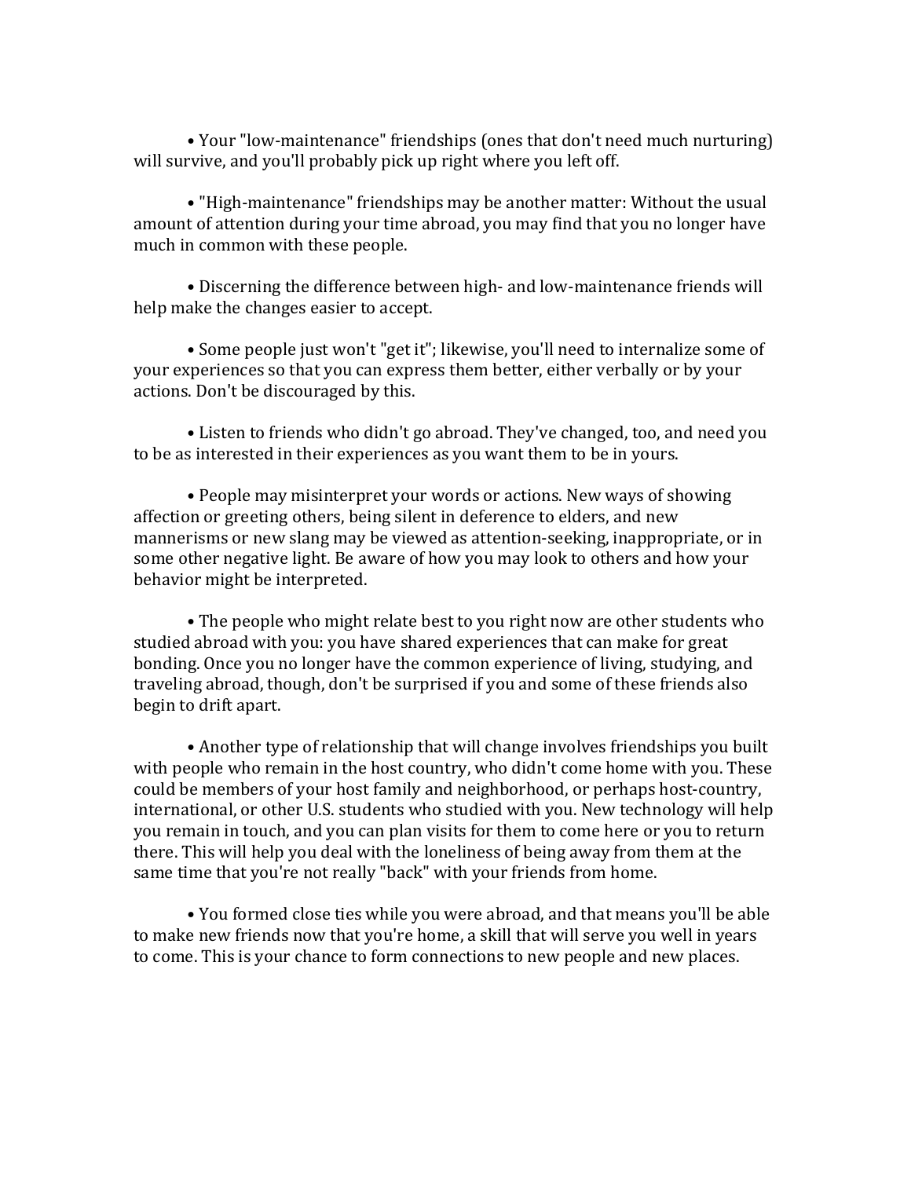- Your "low-maintenance" friendships (ones that don't need much nurturing) will survive, and you'll probably pick up right where you left off.

- "High-maintenance" friendships may be another matter: Without the usual amount of attention during your time abroad, you may find that you no longer have much in common with these people.

- Discerning the difference between high- and low-maintenance friends will help make the changes easier to accept.

- Some people just won't "get it"; likewise, you'll need to internalize some of your experiences so that you can express them better, either verbally or by your actions. Don't be discouraged by this.

- Listen to friends who didn't go abroad. They've changed, too, and need you to be as interested in their experiences as you want them to be in yours.

- People may misinterpret your words or actions. New ways of showing affection or greeting others, being silent in deference to elders, and new mannerisms or new slang may be viewed as attention-seeking, inappropriate, or in some other negative light. Be aware of how you may look to others and how your behavior might be interpreted.

- The people who might relate best to you right now are other students who studied abroad with you: you have shared experiences that can make for great bonding. Once you no longer have the common experience of living, studying, and traveling abroad, though, don't be surprised if you and some of these friends also begin to drift apart.

- Another type of relationship that will change involves friendships you built with people who remain in the host country, who didn't come home with you. These could be members of your host family and neighborhood, or perhaps host-country, international, or other U.S. students who studied with you. New technology will help you remain in touch, and you can plan visits for them to come here or you to return there. This will help you deal with the loneliness of being away from them at the same time that you're not really "back" with your friends from home.

- You formed close ties while you were abroad, and that means you'll be able to make new friends now that you're home, a skill that will serve you well in years to come. This is your chance to form connections to new people and new places.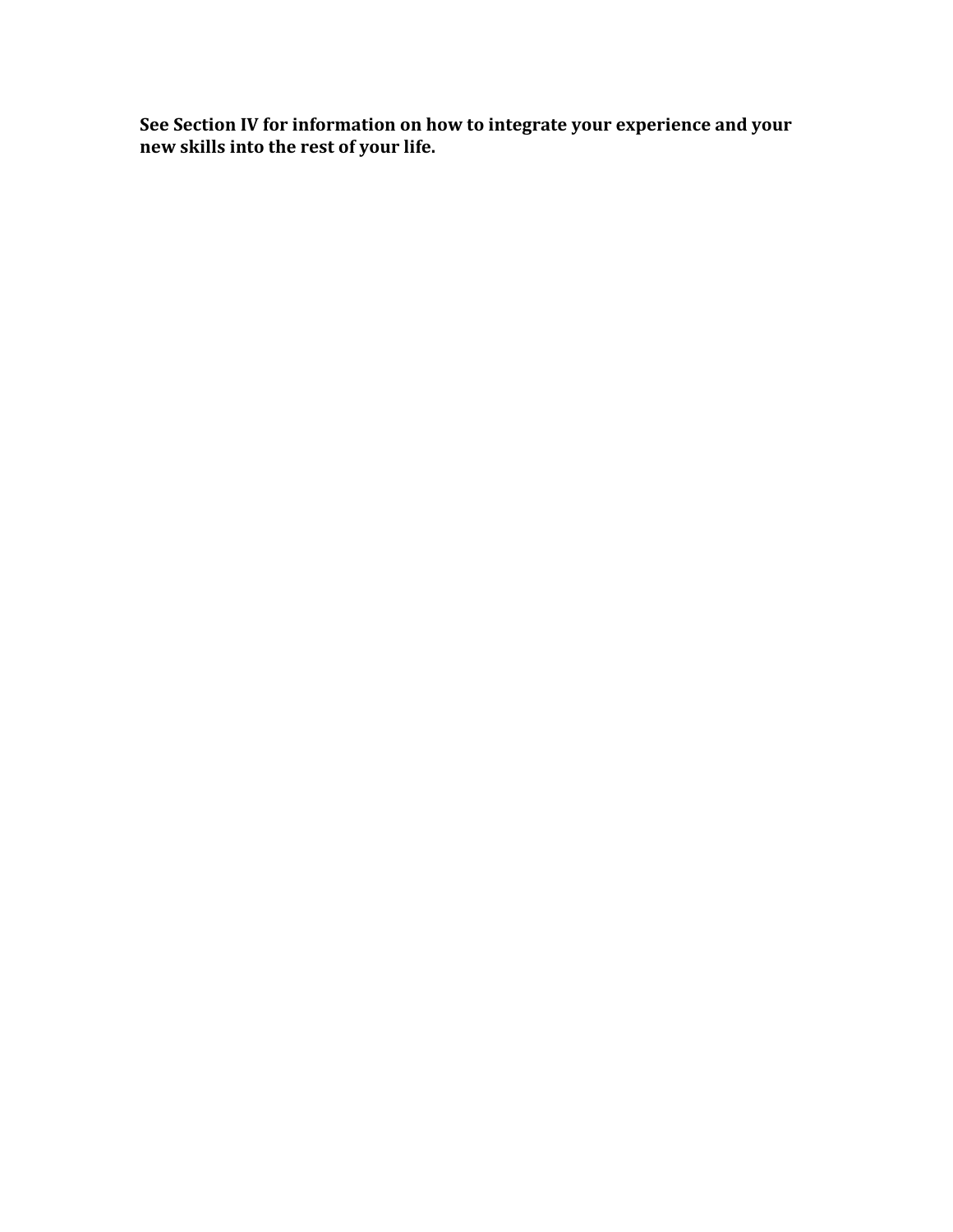**See Section IV for information on how to integrate your experience and your new skills into the rest of your life.**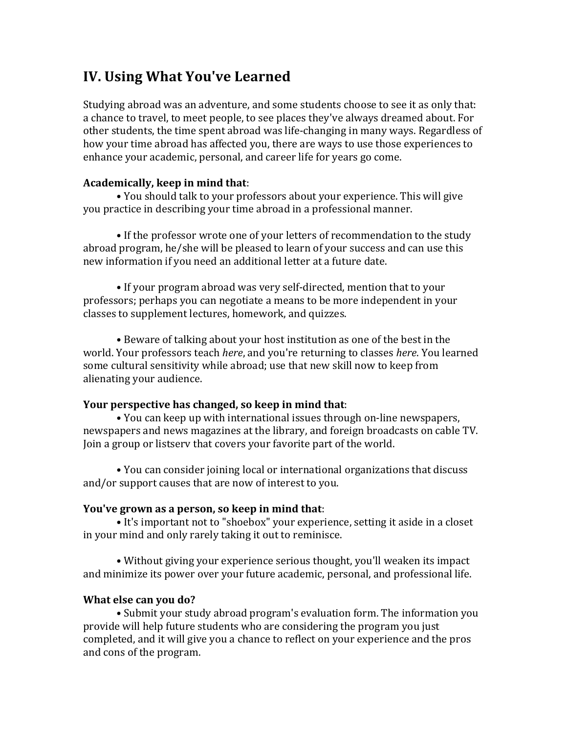## IV. Using What You've Learned

Studying abroad was an adventure, and some students choose to see it as only that: a chance to travel, to meet people, to see places they've always dreamed about. For other students, the time spent abroad was life-changing in many ways. Regardless of how your time abroad has affected you, there are ways to use those experiences to enhance your academic, personal, and career life for years go come.

**Academically, keep in mind that**:

- You should talk to your professors about your experience. This will give you practice in describing your time abroad in a professional manner.

- If the professor wrote one of your letters of recommendation to the study abroad program, he/she will be pleased to learn of your success and can use this new information if you need an additional letter at a future date.

- If your program abroad was very self-directed, mention that to your professors; perhaps you can negotiate a means to be more independent in your classes to supplement lectures, homework, and quizzes.

- Beware of talking about your host institution as one of the best in the world. Your professors teach *here*, and you're returning to classes *here*. You learned some cultural sensitivity while abroad; use that new skill now to keep from alienating your audience.

**Your perspective has changed, so keep in mind that**:

- You can keep up with international issues through on-line newspapers, newspapers and news magazines at the library, and foreign broadcasts on cable TV. Join a group or listserv that covers your favorite part of the world.

- You can consider joining local or international organizations that discuss and/or support causes that are now of interest to you.

**You've grown as a person, so keep in mind that**:

- It's important not to "shoebox" your experience, setting it aside in a closet in your mind and only rarely taking it out to reminisce.

- Without giving your experience serious thought, you'll weaken its impact and minimize its power over your future academic, personal, and professional life.

**What else can you do?**

- Submit your study abroad program's evaluation form. The information you provide will help future students who are considering the program you just completed, and it will give you a chance to reflect on your experience and the pros and cons of the program.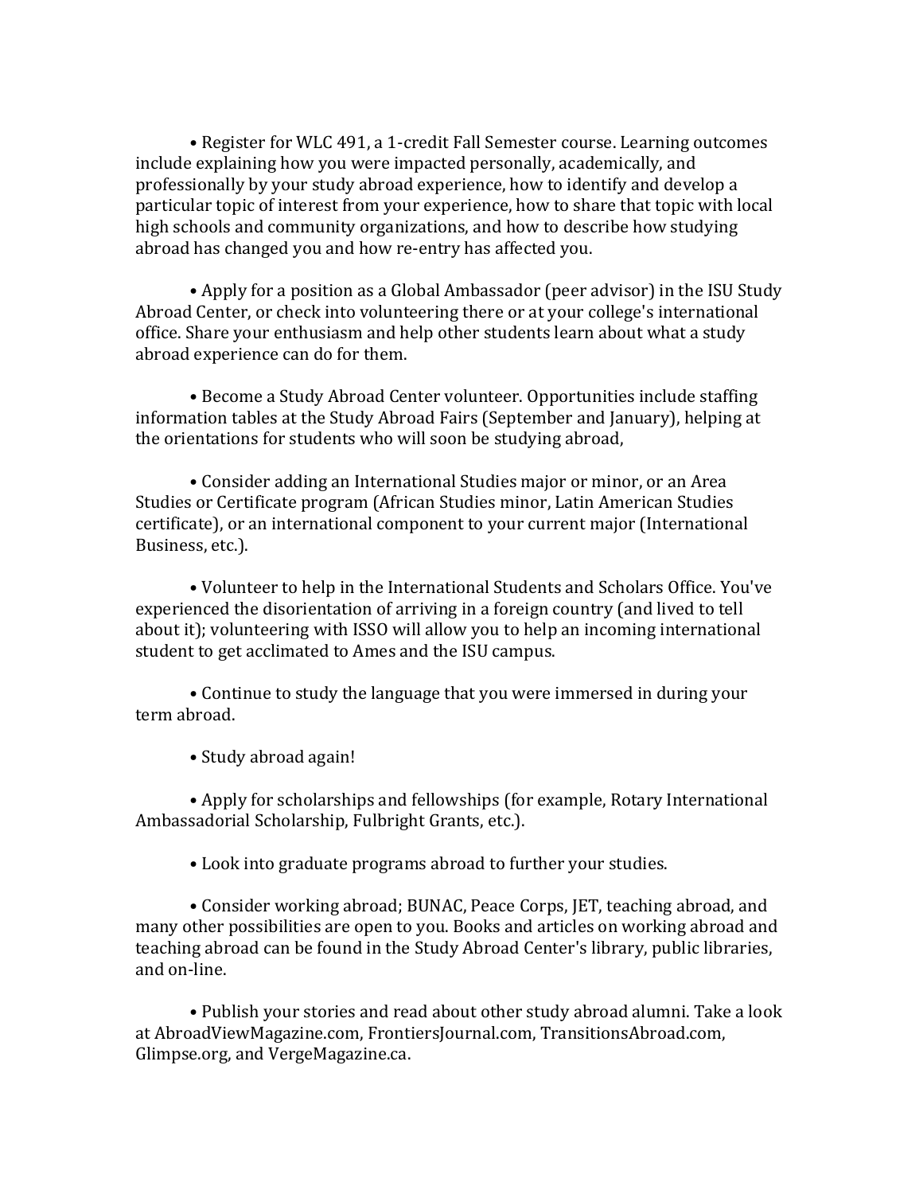- Register for WLC 491, a 1-credit Fall Semester course. Learning outcomes include explaining how you were impacted personally, academically, and professionally by your study abroad experience, how to identify and develop a particular topic of interest from your experience, how to share that topic with local high schools and community organizations, and how to describe how studying abroad has changed you and how re-entry has affected you.

- Apply for a position as a Global Ambassador (peer advisor) in the ISU Study Abroad Center, or check into volunteering there or at your college's international office. Share your enthusiasm and help other students learn about what a study abroad experience can do for them.

- Become a Study Abroad Center volunteer. Opportunities include staffing information tables at the Study Abroad Fairs (September and January), helping at the orientations for students who will soon be studying abroad,

- Consider adding an International Studies major or minor, or an Area Studies or Certificate program (African Studies minor, Latin American Studies certificate), or an international component to your current major (International Business, etc.).

- Volunteer to help in the International Students and Scholars Office. You've experienced the disorientation of arriving in a foreign country (and lived to tell about it); volunteering with ISSO will allow you to help an incoming international student to get acclimated to Ames and the ISU campus.

- Continue to study the language that you were immersed in during your term abroad.

- Study abroad again!

- Apply for scholarships and fellowships (for example, Rotary International Ambassadorial Scholarship, Fulbright Grants, etc.).

- Look into graduate programs abroad to further your studies.

- Consider working abroad; BUNAC, Peace Corps, JET, teaching abroad, and many other possibilities are open to you. Books and articles on working abroad and teaching abroad can be found in the Study Abroad Center's library, public libraries, and on-line.

- Publish your stories and read about other study abroad alumni. Take a look at AbroadViewMagazine.com, FrontiersJournal.com, TransitionsAbroad.com, Glimpse.org, and VergeMagazine.ca.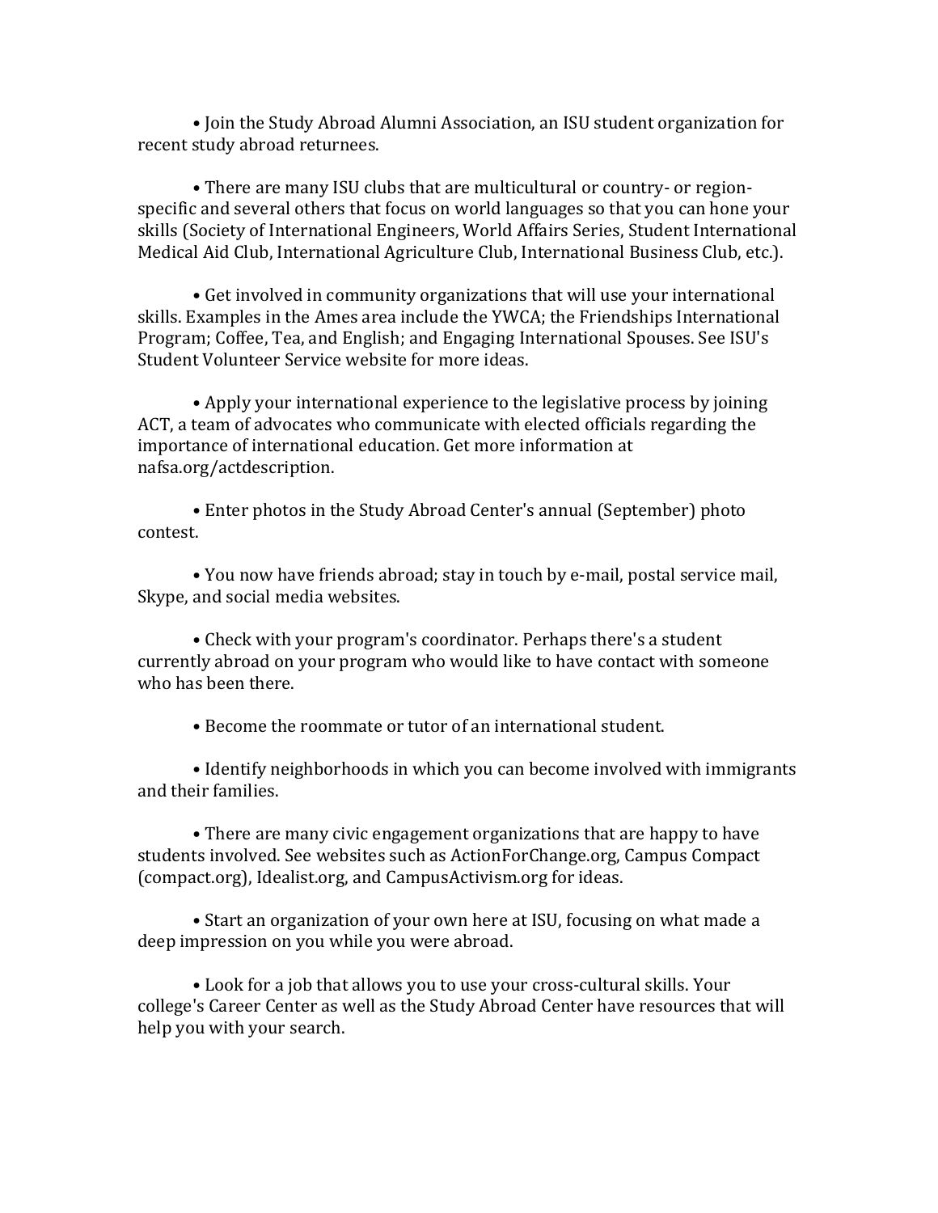- Join the Study Abroad Alumni Association, an ISU student organization for recent study abroad returnees.

- There are many ISU clubs that are multicultural or country- or region-specific and several others that focus on world languages so that you can hone your skills (Society of International Engineers, World Affairs Series, Student International Medical Aid Club, International Agriculture Club, International Business Club, etc.).

- Get involved in community organizations that will use your international skills. Examples in the Ames area include the YWCA; the Friendships International Program; Coffee, Tea, and English; and Engaging International Spouses. See ISU's Student Volunteer Service website for more ideas.

- Apply your international experience to the legislative process by joining ACT, a team of advocates who communicate with elected officials regarding the importance of international education. Get more information at nafsa.org/actdescription.

- Enter photos in the Study Abroad Center's annual (September) photo contest.

- You now have friends abroad; stay in touch by e-mail, postal service mail, Skype, and social media websites.

- Check with your program's coordinator. Perhaps there's a student currently abroad on your program who would like to have contact with someone who has been there.

- Become the roommate or tutor of an international student.

- Identify neighborhoods in which you can become involved with immigrants and their families.

- There are many civic engagement organizations that are happy to have students involved. See websites such as ActionForChange.org, Campus Compact (compact.org), Idealist.org, and CampusActivism.org for ideas.

- Start an organization of your own here at ISU, focusing on what made a deep impression on you while you were abroad.

- Look for a job that allows you to use your cross-cultural skills. Your college's Career Center as well as the Study Abroad Center have resources that will help you with your search.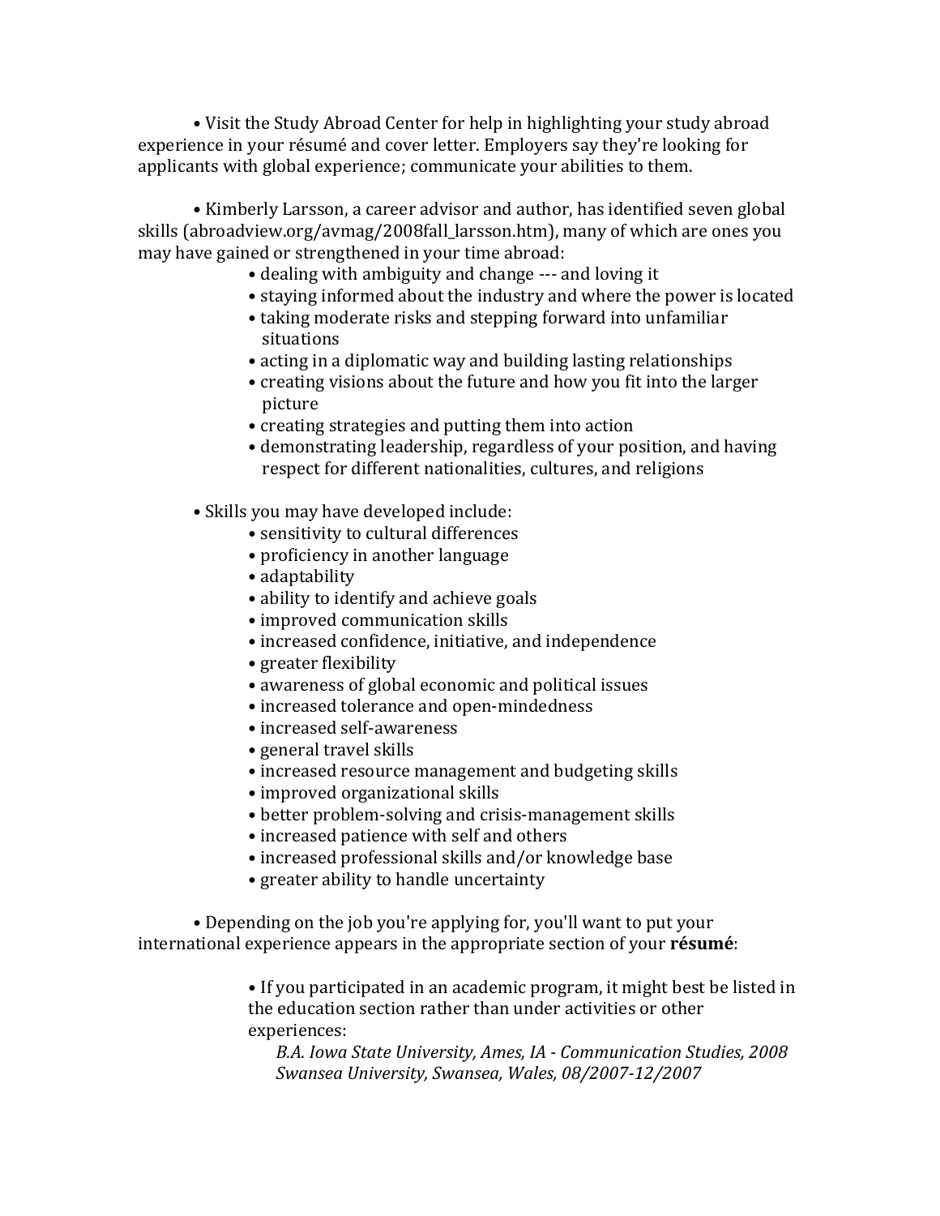- Visit the Study Abroad Center for help in highlighting your study abroad experience in your résumé and cover letter. Employers say they're looking for applicants with global experience; communicate your abilities to them.

- Kimberly Larsson, a career advisor and author, has identified seven global skills (abroadview.org/avmag/2008fall_larsson.htm), many of which are ones you may have gained or strengthened in your time abroad:
  - dealing with ambiguity and change --- and loving it
  - staying informed about the industry and where the power is located
  - taking moderate risks and stepping forward into unfamiliar situations
  - acting in a diplomatic way and building lasting relationships
  - creating visions about the future and how you fit into the larger picture
  - creating strategies and putting them into action
  - demonstrating leadership, regardless of your position, and having respect for different nationalities, cultures, and religions

- Skills you may have developed include:
  - sensitivity to cultural differences
  - proficiency in another language
  - adaptability
  - ability to identify and achieve goals
  - improved communication skills
  - increased confidence, initiative, and independence
  - greater flexibility
  - awareness of global economic and political issues
  - increased tolerance and open-mindedness
  - increased self-awareness
  - general travel skills
  - increased resource management and budgeting skills
  - improved organizational skills
  - better problem-solving and crisis-management skills
  - increased patience with self and others
  - increased professional skills and/or knowledge base
  - greater ability to handle uncertainty

- Depending on the job you're applying for, you'll want to put your international experience appears in the appropriate section of your **résumé**:

  - If you participated in an academic program, it might best be listed in the education section rather than under activities or other experiences:

    *B.A. Iowa State University, Ames, IA - Communication Studies, 2008*
    *Swansea University, Swansea, Wales, 08/2007-12/2007*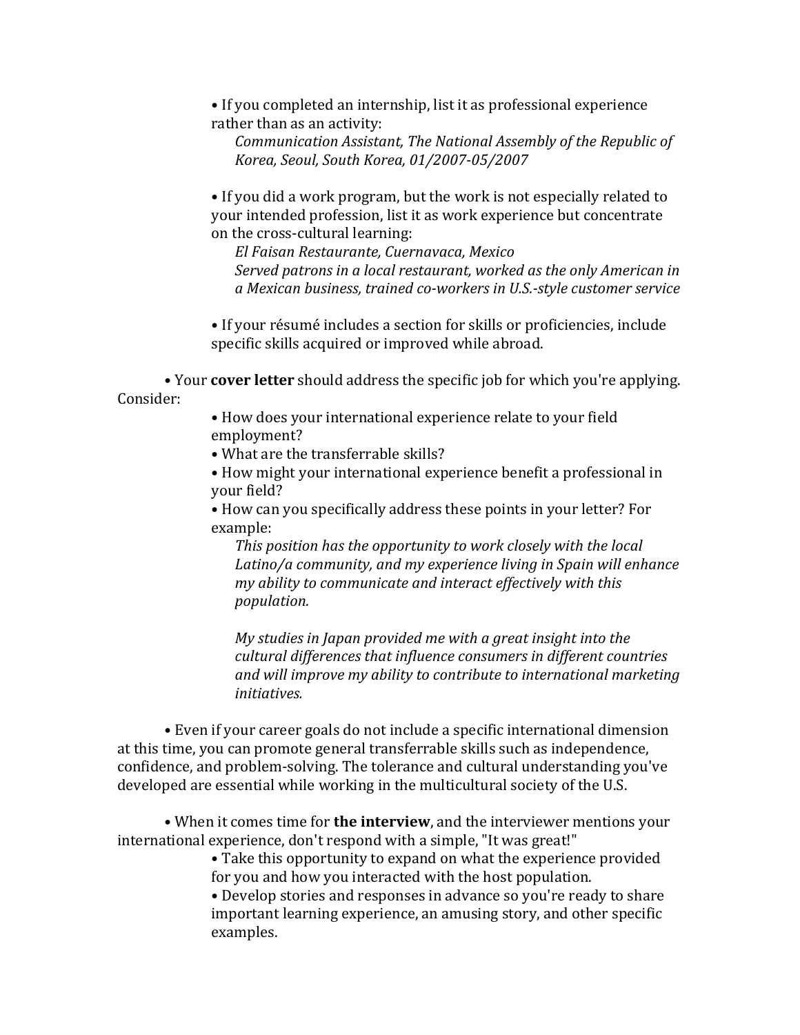- If you completed an internship, list it as professional experience rather than as an activity:

  *Communication Assistant, The National Assembly of the Republic of Korea, Seoul, South Korea, 01/2007-05/2007*

- If you did a work program, but the work is not especially related to your intended profession, list it as work experience but concentrate on the cross-cultural learning:

  *El Faisan Restaurante, Cuernavaca, Mexico*
  *Served patrons in a local restaurant, worked as the only American in a Mexican business, trained co-workers in U.S.-style customer service*

- If your résumé includes a section for skills or proficiencies, include specific skills acquired or improved while abroad.

• Your **cover letter** should address the specific job for which you're applying. Consider:

- How does your international experience relate to your field employment?
- What are the transferrable skills?
- How might your international experience benefit a professional in your field?
- How can you specifically address these points in your letter? For example:

  *This position has the opportunity to work closely with the local Latino/a community, and my experience living in Spain will enhance my ability to communicate and interact effectively with this population.*

  *My studies in Japan provided me with a great insight into the cultural differences that influence consumers in different countries and will improve my ability to contribute to international marketing initiatives.*

• Even if your career goals do not include a specific international dimension at this time, you can promote general transferrable skills such as independence, confidence, and problem-solving. The tolerance and cultural understanding you've developed are essential while working in the multicultural society of the U.S.

• When it comes time for **the interview**, and the interviewer mentions your international experience, don't respond with a simple, "It was great!"

- Take this opportunity to expand on what the experience provided for you and how you interacted with the host population.
- Develop stories and responses in advance so you're ready to share important learning experience, an amusing story, and other specific examples.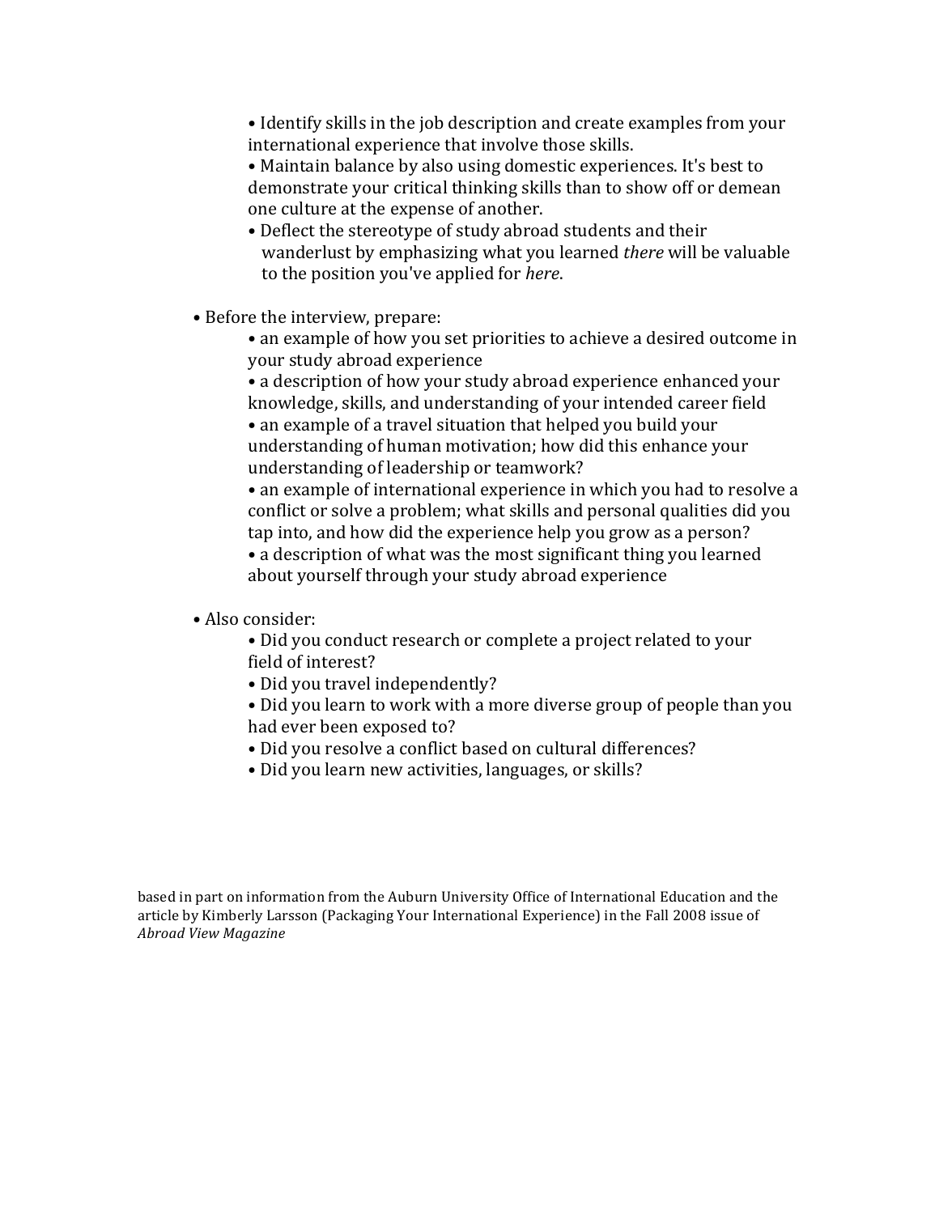- Identify skills in the job description and create examples from your international experience that involve those skills.
- Maintain balance by also using domestic experiences. It's best to demonstrate your critical thinking skills than to show off or demean one culture at the expense of another.
- Deflect the stereotype of study abroad students and their wanderlust by emphasizing what you learned *there* will be valuable to the position you've applied for *here*.

- Before the interview, prepare:
  - an example of how you set priorities to achieve a desired outcome in your study abroad experience
  - a description of how your study abroad experience enhanced your knowledge, skills, and understanding of your intended career field
  - an example of a travel situation that helped you build your understanding of human motivation; how did this enhance your understanding of leadership or teamwork?
  - an example of international experience in which you had to resolve a conflict or solve a problem; what skills and personal qualities did you tap into, and how did the experience help you grow as a person?
  - a description of what was the most significant thing you learned about yourself through your study abroad experience

- Also consider:
  - Did you conduct research or complete a project related to your field of interest?
  - Did you travel independently?
  - Did you learn to work with a more diverse group of people than you had ever been exposed to?
  - Did you resolve a conflict based on cultural differences?
  - Did you learn new activities, languages, or skills?

based in part on information from the Auburn University Office of International Education and the article by Kimberly Larsson (Packaging Your International Experience) in the Fall 2008 issue of *Abroad View Magazine*